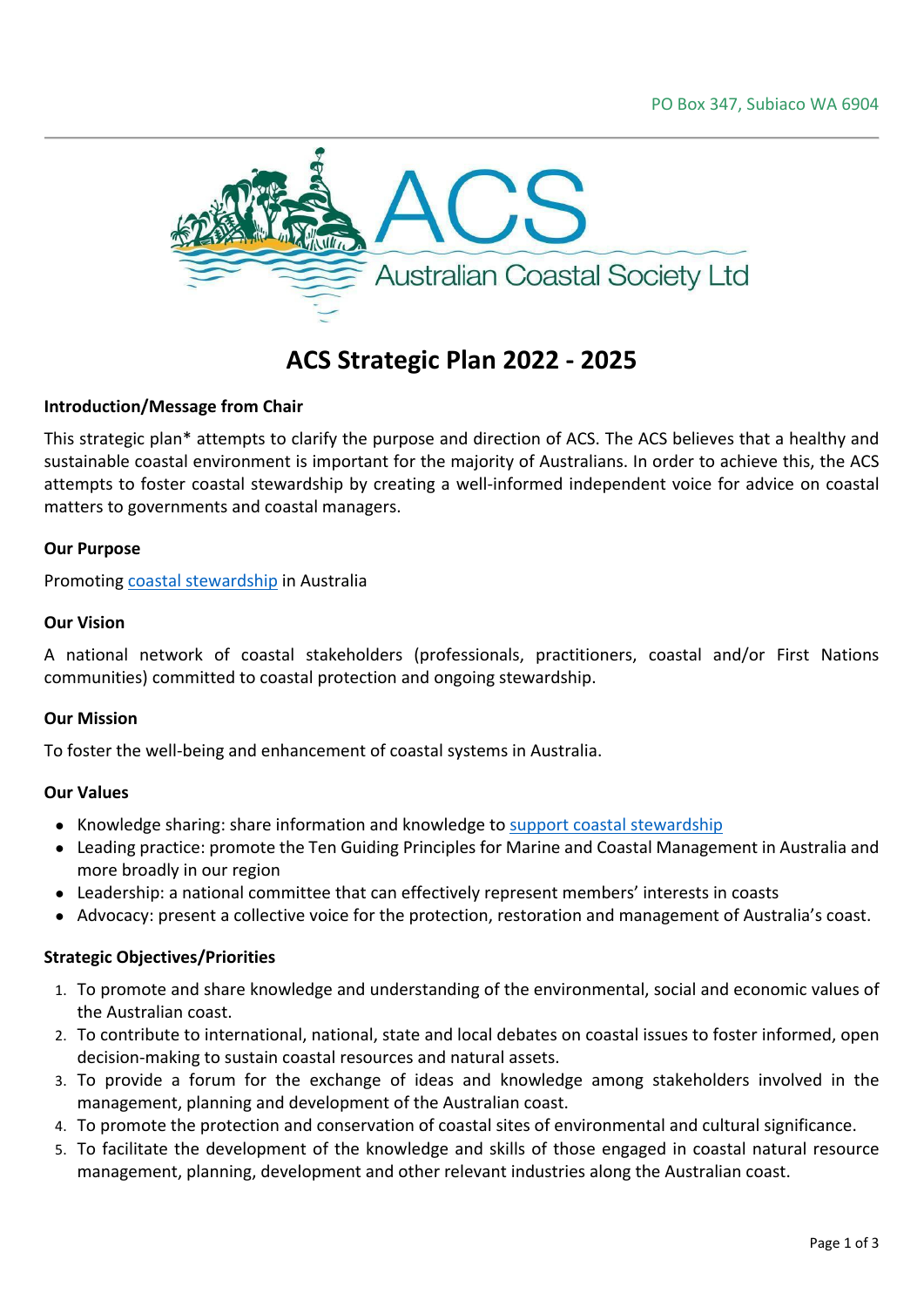PO Box 347, Subiaco WA 6904

ACS
Australian Coastal Society Ltd

# ACS Strategic Plan 2022 - 2025

### Introduction/Message from Chair

This strategic plan* attempts to clarify the purpose and direction of ACS. The ACS believes that a healthy and sustainable coastal environment is important for the majority of Australians. In order to achieve this, the ACS attempts to foster coastal stewardship by creating a well-informed independent voice for advice on coastal matters to governments and coastal managers.

### Our Purpose

Promoting coastal stewardship in Australia

### Our Vision

A national network of coastal stakeholders (professionals, practitioners, coastal and/or First Nations communities) committed to coastal protection and ongoing stewardship.

### Our Mission

To foster the well-being and enhancement of coastal systems in Australia.

### Our Values

- Knowledge sharing: share information and knowledge to support coastal stewardship
- Leading practice: promote the Ten Guiding Principles for Marine and Coastal Management in Australia and more broadly in our region
- Leadership: a national committee that can effectively represent members' interests in coasts
- Advocacy: present a collective voice for the protection, restoration and management of Australia's coast.

### Strategic Objectives/Priorities

1. To promote and share knowledge and understanding of the environmental, social and economic values of the Australian coast.
2. To contribute to international, national, state and local debates on coastal issues to foster informed, open decision-making to sustain coastal resources and natural assets.
3. To provide a forum for the exchange of ideas and knowledge among stakeholders involved in the management, planning and development of the Australian coast.
4. To promote the protection and conservation of coastal sites of environmental and cultural significance.
5. To facilitate the development of the knowledge and skills of those engaged in coastal natural resource management, planning, development and other relevant industries along the Australian coast.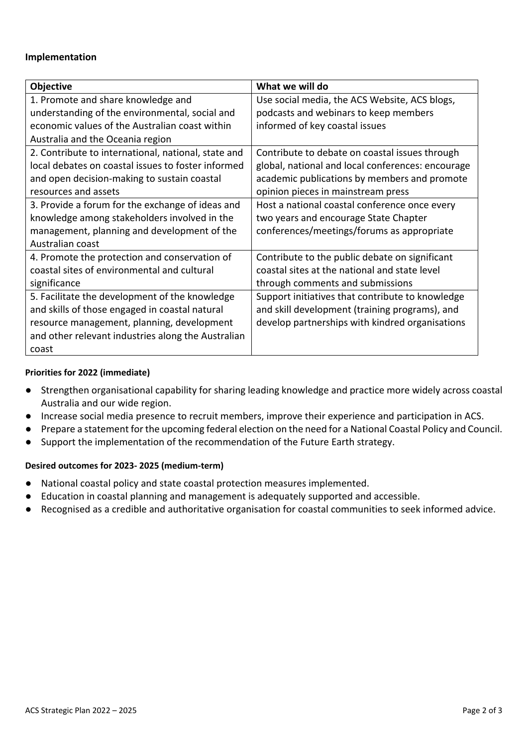## Implementation

| Objective | What we will do |
| --- | --- |
| 1. Promote and share knowledge and understanding of the environmental, social and economic values of the Australian coast within Australia and the Oceania region | Use social media, the ACS Website, ACS blogs, podcasts and webinars to keep members informed of key coastal issues |
| 2. Contribute to international, national, state and local debates on coastal issues to foster informed and open decision-making to sustain coastal resources and assets | Contribute to debate on coastal issues through global, national and local conferences: encourage academic publications by members and promote opinion pieces in mainstream press |
| 3. Provide a forum for the exchange of ideas and knowledge among stakeholders involved in the management, planning and development of the Australian coast | Host a national coastal conference once every two years and encourage State Chapter conferences/meetings/forums as appropriate |
| 4. Promote the protection and conservation of coastal sites of environmental and cultural significance | Contribute to the public debate on significant coastal sites at the national and state level through comments and submissions |
| 5. Facilitate the development of the knowledge and skills of those engaged in coastal natural resource management, planning, development and other relevant industries along the Australian coast | Support initiatives that contribute to knowledge and skill development (training programs), and develop partnerships with kindred organisations |

### Priorities for 2022 (immediate)

- Strengthen organisational capability for sharing leading knowledge and practice more widely across coastal Australia and our wide region.
- Increase social media presence to recruit members, improve their experience and participation in ACS.
- Prepare a statement for the upcoming federal election on the need for a National Coastal Policy and Council.
- Support the implementation of the recommendation of the Future Earth strategy.

### Desired outcomes for 2023- 2025 (medium-term)

- National coastal policy and state coastal protection measures implemented.
- Education in coastal planning and management is adequately supported and accessible.
- Recognised as a credible and authoritative organisation for coastal communities to seek informed advice.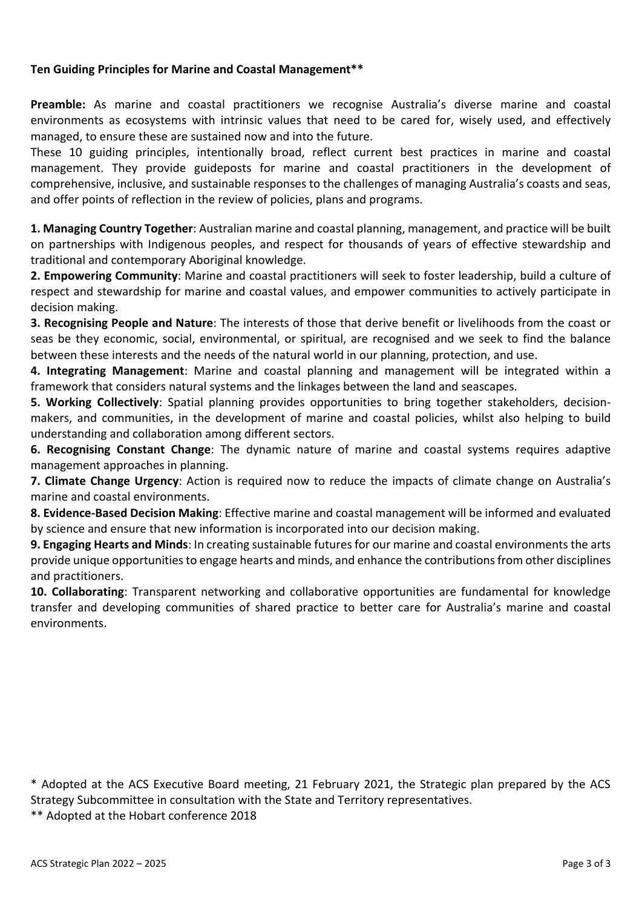**Ten Guiding Principles for Marine and Coastal Management****

**Preamble:** As marine and coastal practitioners we recognise Australia's diverse marine and coastal environments as ecosystems with intrinsic values that need to be cared for, wisely used, and effectively managed, to ensure these are sustained now and into the future.
These 10 guiding principles, intentionally broad, reflect current best practices in marine and coastal management. They provide guideposts for marine and coastal practitioners in the development of comprehensive, inclusive, and sustainable responses to the challenges of managing Australia's coasts and seas, and offer points of reflection in the review of policies, plans and programs.

**1. Managing Country Together**: Australian marine and coastal planning, management, and practice will be built on partnerships with Indigenous peoples, and respect for thousands of years of effective stewardship and traditional and contemporary Aboriginal knowledge.
**2. Empowering Community**: Marine and coastal practitioners will seek to foster leadership, build a culture of respect and stewardship for marine and coastal values, and empower communities to actively participate in decision making.
**3. Recognising People and Nature**: The interests of those that derive benefit or livelihoods from the coast or seas be they economic, social, environmental, or spiritual, are recognised and we seek to find the balance between these interests and the needs of the natural world in our planning, protection, and use.
**4. Integrating Management**: Marine and coastal planning and management will be integrated within a framework that considers natural systems and the linkages between the land and seascapes.
**5. Working Collectively**: Spatial planning provides opportunities to bring together stakeholders, decision-makers, and communities, in the development of marine and coastal policies, whilst also helping to build understanding and collaboration among different sectors.
**6. Recognising Constant Change**: The dynamic nature of marine and coastal systems requires adaptive management approaches in planning.
**7. Climate Change Urgency**: Action is required now to reduce the impacts of climate change on Australia's marine and coastal environments.
**8. Evidence-Based Decision Making**: Effective marine and coastal management will be informed and evaluated by science and ensure that new information is incorporated into our decision making.
**9. Engaging Hearts and Minds**: In creating sustainable futures for our marine and coastal environments the arts provide unique opportunities to engage hearts and minds, and enhance the contributions from other disciplines and practitioners.
**10. Collaborating**: Transparent networking and collaborative opportunities are fundamental for knowledge transfer and developing communities of shared practice to better care for Australia's marine and coastal environments.

* Adopted at the ACS Executive Board meeting, 21 February 2021, the Strategic plan prepared by the ACS Strategy Subcommittee in consultation with the State and Territory representatives.
** Adopted at the Hobart conference 2018